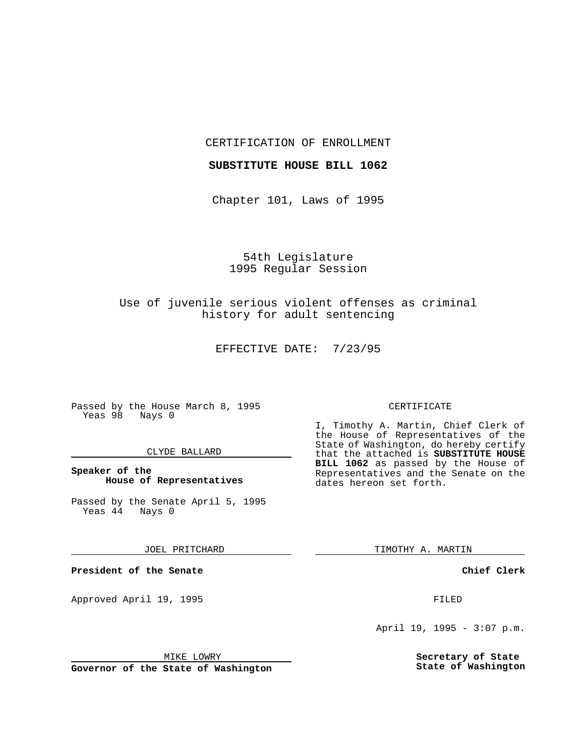CERTIFICATION OF ENROLLMENT

**SUBSTITUTE HOUSE BILL 1062**

Chapter 101, Laws of 1995

54th Legislature
1995 Regular Session

Use of juvenile serious violent offenses as criminal history for adult sentencing

EFFECTIVE DATE: 7/23/95

Passed by the House March 8, 1995
Yeas 98 Nays 0

CLYDE BALLARD

**Speaker of the House of Representatives**

Passed by the Senate April 5, 1995
Yeas 44 Nays 0

JOEL PRITCHARD

**President of the Senate**

Approved April 19, 1995

MIKE LOWRY

**Governor of the State of Washington**

CERTIFICATE

I, Timothy A. Martin, Chief Clerk of the House of Representatives of the State of Washington, do hereby certify that the attached is **SUBSTITUTE HOUSE BILL 1062** as passed by the House of Representatives and the Senate on the dates hereon set forth.

TIMOTHY A. MARTIN

**Chief Clerk**

FILED

April 19, 1995 - 3:07 p.m.

**Secretary of State**
**State of Washington**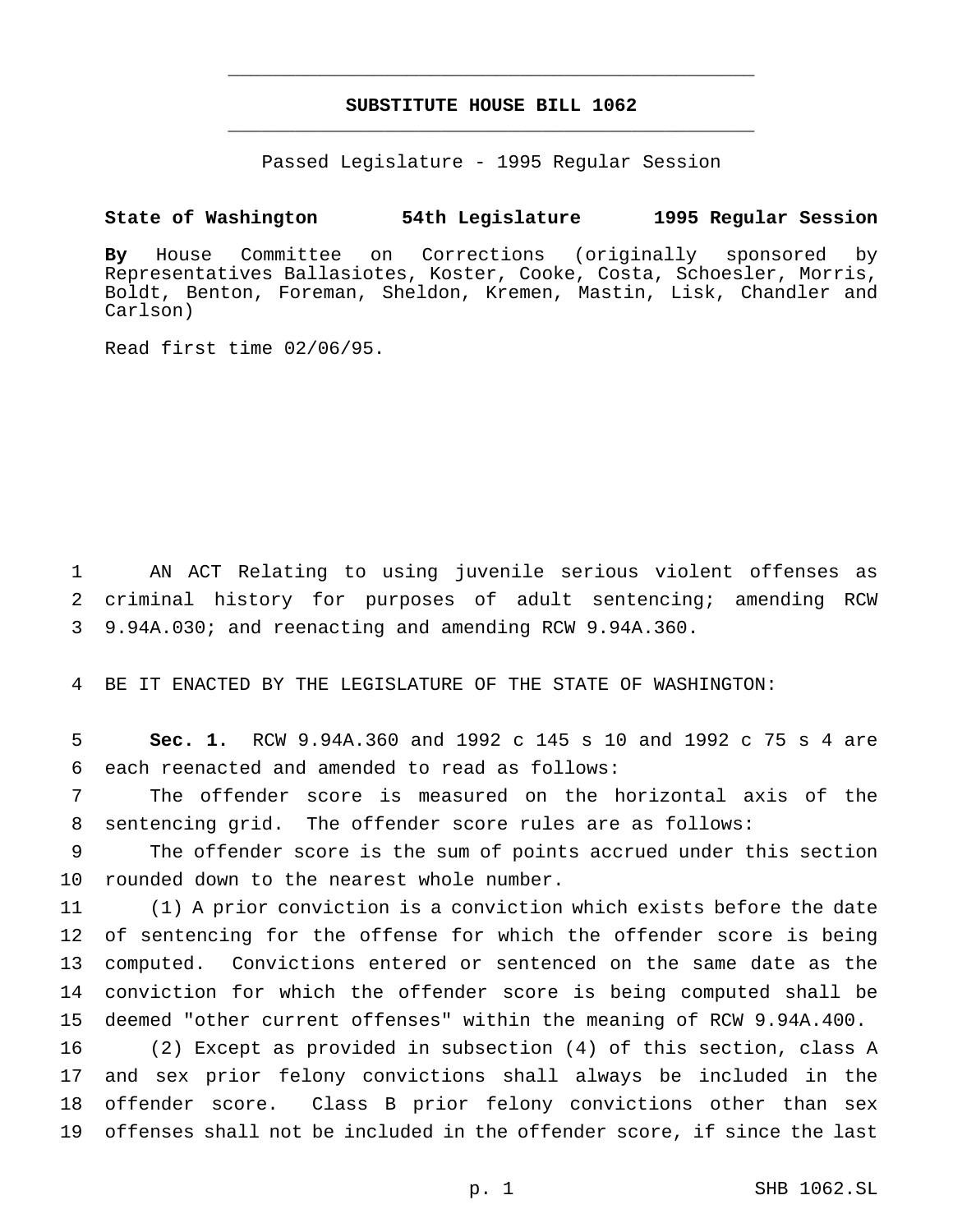# SUBSTITUTE HOUSE BILL 1062

Passed Legislature - 1995 Regular Session

**State of Washington 54th Legislature 1995 Regular Session**

**By** House Committee on Corrections (originally sponsored by Representatives Ballasiotes, Koster, Cooke, Costa, Schoesler, Morris, Boldt, Benton, Foreman, Sheldon, Kremen, Mastin, Lisk, Chandler and Carlson)

Read first time 02/06/95.

AN ACT Relating to using juvenile serious violent offenses as criminal history for purposes of adult sentencing; amending RCW 9.94A.030; and reenacting and amending RCW 9.94A.360.

BE IT ENACTED BY THE LEGISLATURE OF THE STATE OF WASHINGTON:

**Sec. 1.** RCW 9.94A.360 and 1992 c 145 s 10 and 1992 c 75 s 4 are each reenacted and amended to read as follows:

The offender score is measured on the horizontal axis of the sentencing grid. The offender score rules are as follows:

The offender score is the sum of points accrued under this section rounded down to the nearest whole number.

(1) A prior conviction is a conviction which exists before the date of sentencing for the offense for which the offender score is being computed. Convictions entered or sentenced on the same date as the conviction for which the offender score is being computed shall be deemed "other current offenses" within the meaning of RCW 9.94A.400.

(2) Except as provided in subsection (4) of this section, class A and sex prior felony convictions shall always be included in the offender score. Class B prior felony convictions other than sex offenses shall not be included in the offender score, if since the last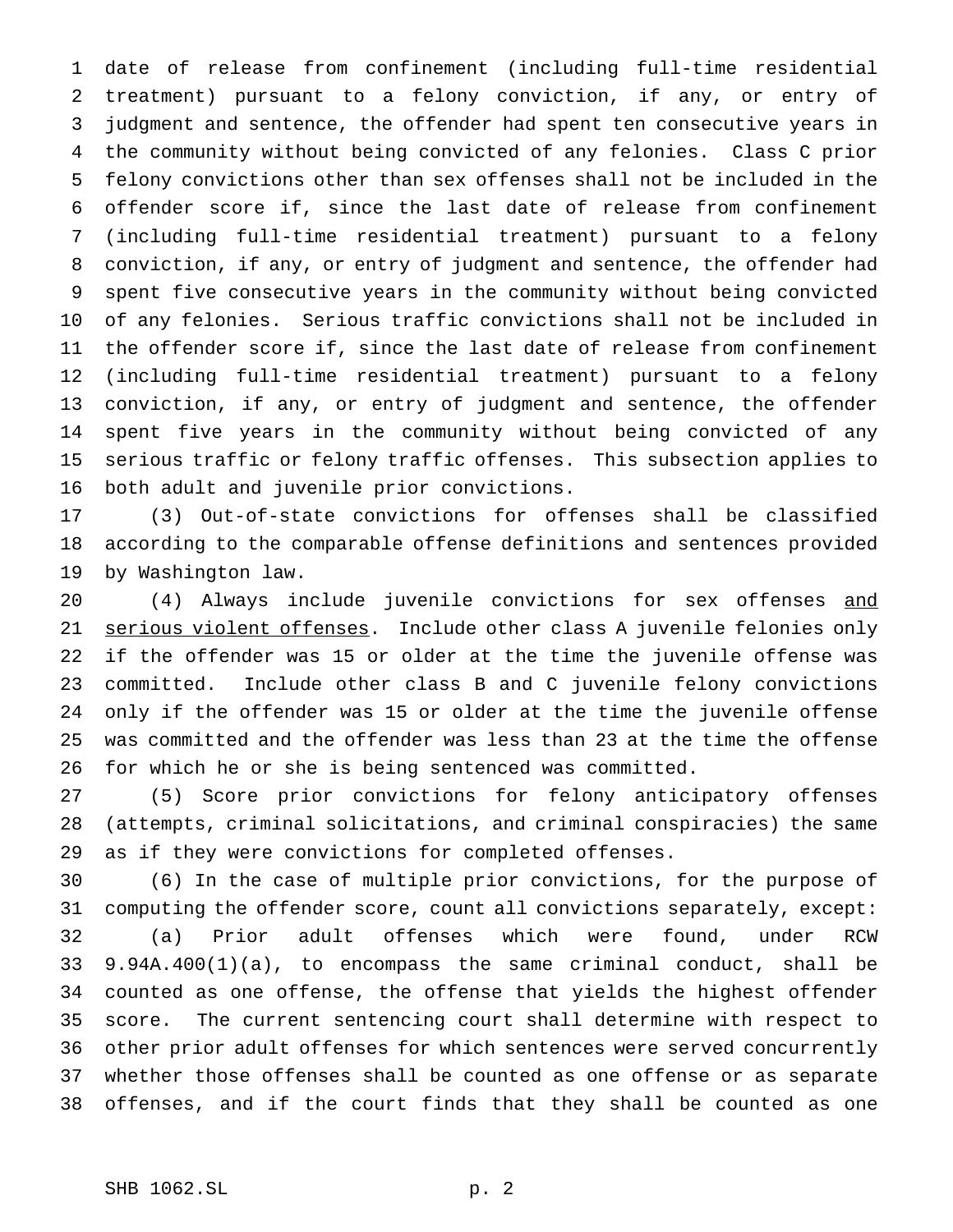date of release from confinement (including full-time residential treatment) pursuant to a felony conviction, if any, or entry of judgment and sentence, the offender had spent ten consecutive years in the community without being convicted of any felonies. Class C prior felony convictions other than sex offenses shall not be included in the offender score if, since the last date of release from confinement (including full-time residential treatment) pursuant to a felony conviction, if any, or entry of judgment and sentence, the offender had spent five consecutive years in the community without being convicted of any felonies. Serious traffic convictions shall not be included in the offender score if, since the last date of release from confinement (including full-time residential treatment) pursuant to a felony conviction, if any, or entry of judgment and sentence, the offender spent five years in the community without being convicted of any serious traffic or felony traffic offenses. This subsection applies to both adult and juvenile prior convictions.

(3) Out-of-state convictions for offenses shall be classified according to the comparable offense definitions and sentences provided by Washington law.

(4) Always include juvenile convictions for sex offenses <u>and serious violent offenses</u>. Include other class A juvenile felonies only if the offender was 15 or older at the time the juvenile offense was committed. Include other class B and C juvenile felony convictions only if the offender was 15 or older at the time the juvenile offense was committed and the offender was less than 23 at the time the offense for which he or she is being sentenced was committed.

(5) Score prior convictions for felony anticipatory offenses (attempts, criminal solicitations, and criminal conspiracies) the same as if they were convictions for completed offenses.

(6) In the case of multiple prior convictions, for the purpose of computing the offender score, count all convictions separately, except:

(a) Prior adult offenses which were found, under RCW 9.94A.400(1)(a), to encompass the same criminal conduct, shall be counted as one offense, the offense that yields the highest offender score. The current sentencing court shall determine with respect to other prior adult offenses for which sentences were served concurrently whether those offenses shall be counted as one offense or as separate offenses, and if the court finds that they shall be counted as one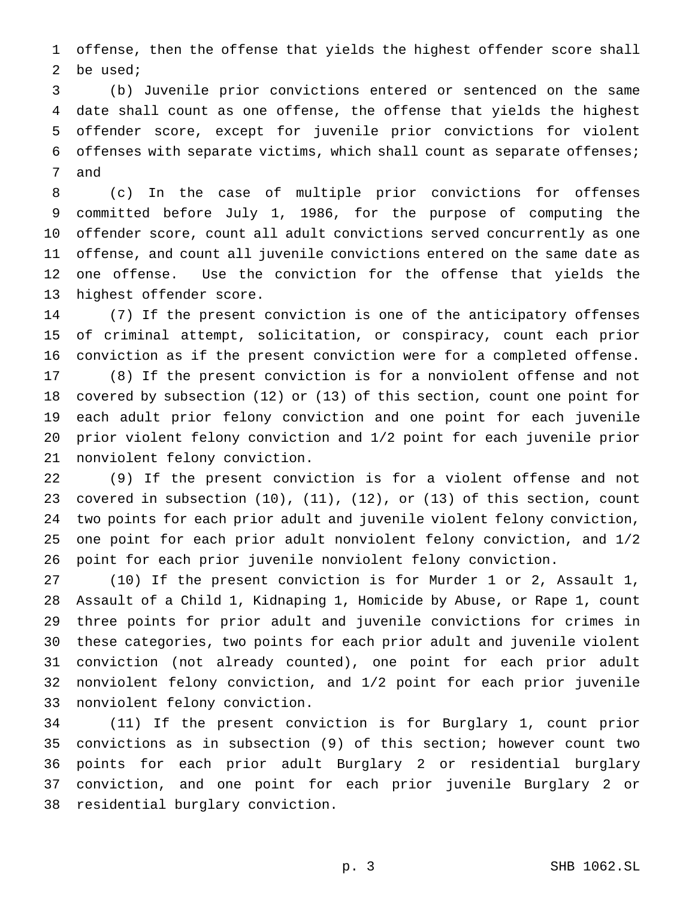offense, then the offense that yields the highest offender score shall be used;

(b) Juvenile prior convictions entered or sentenced on the same date shall count as one offense, the offense that yields the highest offender score, except for juvenile prior convictions for violent offenses with separate victims, which shall count as separate offenses; and

(c) In the case of multiple prior convictions for offenses committed before July 1, 1986, for the purpose of computing the offender score, count all adult convictions served concurrently as one offense, and count all juvenile convictions entered on the same date as one offense. Use the conviction for the offense that yields the highest offender score.

(7) If the present conviction is one of the anticipatory offenses of criminal attempt, solicitation, or conspiracy, count each prior conviction as if the present conviction were for a completed offense.

(8) If the present conviction is for a nonviolent offense and not covered by subsection (12) or (13) of this section, count one point for each adult prior felony conviction and one point for each juvenile prior violent felony conviction and 1/2 point for each juvenile prior nonviolent felony conviction.

(9) If the present conviction is for a violent offense and not covered in subsection (10), (11), (12), or (13) of this section, count two points for each prior adult and juvenile violent felony conviction, one point for each prior adult nonviolent felony conviction, and 1/2 point for each prior juvenile nonviolent felony conviction.

(10) If the present conviction is for Murder 1 or 2, Assault 1, Assault of a Child 1, Kidnaping 1, Homicide by Abuse, or Rape 1, count three points for prior adult and juvenile convictions for crimes in these categories, two points for each prior adult and juvenile violent conviction (not already counted), one point for each prior adult nonviolent felony conviction, and 1/2 point for each prior juvenile nonviolent felony conviction.

(11) If the present conviction is for Burglary 1, count prior convictions as in subsection (9) of this section; however count two points for each prior adult Burglary 2 or residential burglary conviction, and one point for each prior juvenile Burglary 2 or residential burglary conviction.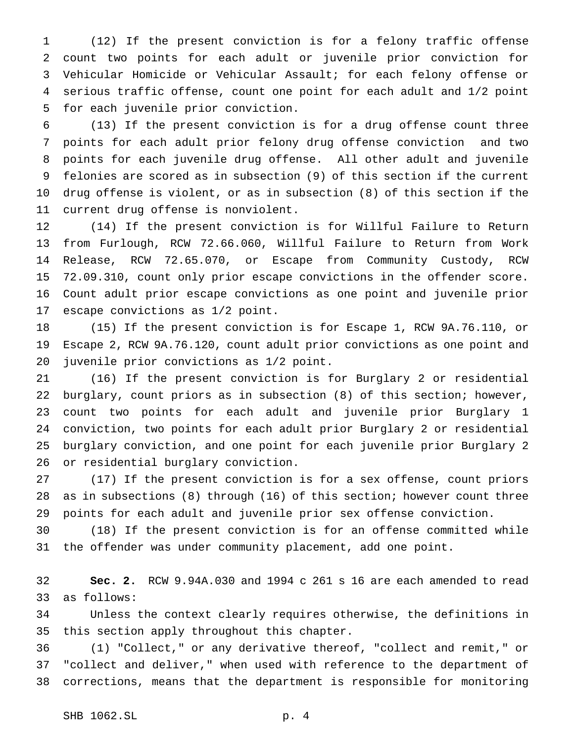(12) If the present conviction is for a felony traffic offense count two points for each adult or juvenile prior conviction for Vehicular Homicide or Vehicular Assault; for each felony offense or serious traffic offense, count one point for each adult and 1/2 point for each juvenile prior conviction.

(13) If the present conviction is for a drug offense count three points for each adult prior felony drug offense conviction and two points for each juvenile drug offense. All other adult and juvenile felonies are scored as in subsection (9) of this section if the current drug offense is violent, or as in subsection (8) of this section if the current drug offense is nonviolent.

(14) If the present conviction is for Willful Failure to Return from Furlough, RCW 72.66.060, Willful Failure to Return from Work Release, RCW 72.65.070, or Escape from Community Custody, RCW 72.09.310, count only prior escape convictions in the offender score. Count adult prior escape convictions as one point and juvenile prior escape convictions as 1/2 point.

(15) If the present conviction is for Escape 1, RCW 9A.76.110, or Escape 2, RCW 9A.76.120, count adult prior convictions as one point and juvenile prior convictions as 1/2 point.

(16) If the present conviction is for Burglary 2 or residential burglary, count priors as in subsection (8) of this section; however, count two points for each adult and juvenile prior Burglary 1 conviction, two points for each adult prior Burglary 2 or residential burglary conviction, and one point for each juvenile prior Burglary 2 or residential burglary conviction.

(17) If the present conviction is for a sex offense, count priors as in subsections (8) through (16) of this section; however count three points for each adult and juvenile prior sex offense conviction.

(18) If the present conviction is for an offense committed while the offender was under community placement, add one point.

**Sec. 2.** RCW 9.94A.030 and 1994 c 261 s 16 are each amended to read as follows:

Unless the context clearly requires otherwise, the definitions in this section apply throughout this chapter.

(1) "Collect," or any derivative thereof, "collect and remit," or "collect and deliver," when used with reference to the department of corrections, means that the department is responsible for monitoring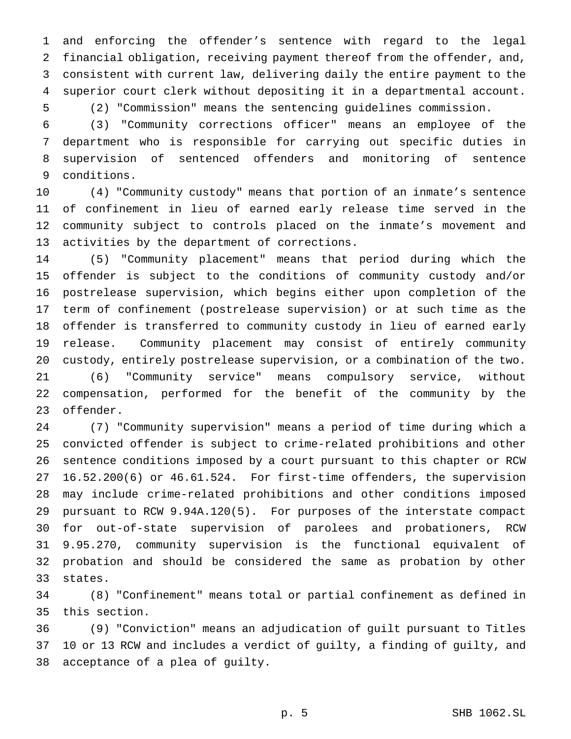and enforcing the offender's sentence with regard to the legal financial obligation, receiving payment thereof from the offender, and, consistent with current law, delivering daily the entire payment to the superior court clerk without depositing it in a departmental account.

(2) "Commission" means the sentencing guidelines commission.

(3) "Community corrections officer" means an employee of the department who is responsible for carrying out specific duties in supervision of sentenced offenders and monitoring of sentence conditions.

(4) "Community custody" means that portion of an inmate's sentence of confinement in lieu of earned early release time served in the community subject to controls placed on the inmate's movement and activities by the department of corrections.

(5) "Community placement" means that period during which the offender is subject to the conditions of community custody and/or postrelease supervision, which begins either upon completion of the term of confinement (postrelease supervision) or at such time as the offender is transferred to community custody in lieu of earned early release. Community placement may consist of entirely community custody, entirely postrelease supervision, or a combination of the two.

(6) "Community service" means compulsory service, without compensation, performed for the benefit of the community by the offender.

(7) "Community supervision" means a period of time during which a convicted offender is subject to crime-related prohibitions and other sentence conditions imposed by a court pursuant to this chapter or RCW 16.52.200(6) or 46.61.524. For first-time offenders, the supervision may include crime-related prohibitions and other conditions imposed pursuant to RCW 9.94A.120(5). For purposes of the interstate compact for out-of-state supervision of parolees and probationers, RCW 9.95.270, community supervision is the functional equivalent of probation and should be considered the same as probation by other states.

(8) "Confinement" means total or partial confinement as defined in this section.

(9) "Conviction" means an adjudication of guilt pursuant to Titles 10 or 13 RCW and includes a verdict of guilty, a finding of guilty, and acceptance of a plea of guilty.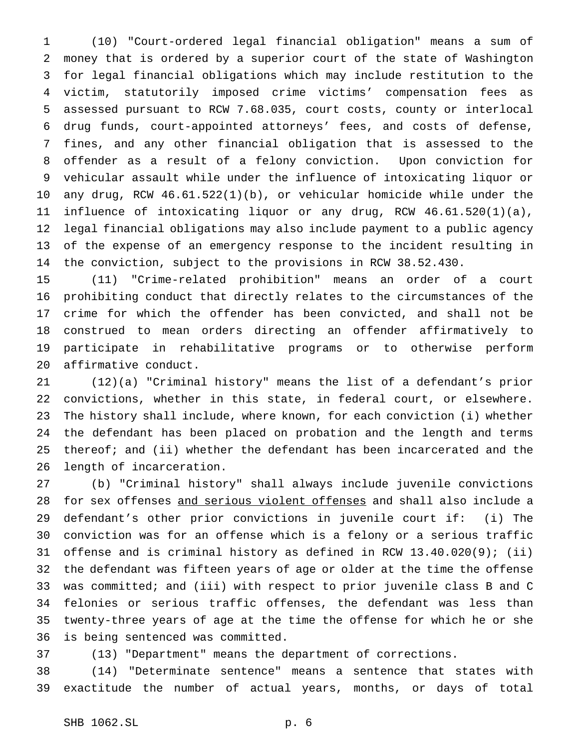(10) "Court-ordered legal financial obligation" means a sum of money that is ordered by a superior court of the state of Washington for legal financial obligations which may include restitution to the victim, statutorily imposed crime victims' compensation fees as assessed pursuant to RCW 7.68.035, court costs, county or interlocal drug funds, court-appointed attorneys' fees, and costs of defense, fines, and any other financial obligation that is assessed to the offender as a result of a felony conviction. Upon conviction for vehicular assault while under the influence of intoxicating liquor or any drug, RCW 46.61.522(1)(b), or vehicular homicide while under the influence of intoxicating liquor or any drug, RCW 46.61.520(1)(a), legal financial obligations may also include payment to a public agency of the expense of an emergency response to the incident resulting in the conviction, subject to the provisions in RCW 38.52.430.

(11) "Crime-related prohibition" means an order of a court prohibiting conduct that directly relates to the circumstances of the crime for which the offender has been convicted, and shall not be construed to mean orders directing an offender affirmatively to participate in rehabilitative programs or to otherwise perform affirmative conduct.

(12)(a) "Criminal history" means the list of a defendant's prior convictions, whether in this state, in federal court, or elsewhere. The history shall include, where known, for each conviction (i) whether the defendant has been placed on probation and the length and terms thereof; and (ii) whether the defendant has been incarcerated and the length of incarceration.

(b) "Criminal history" shall always include juvenile convictions for sex offenses <u>and serious violent offenses</u> and shall also include a defendant's other prior convictions in juvenile court if: (i) The conviction was for an offense which is a felony or a serious traffic offense and is criminal history as defined in RCW 13.40.020(9); (ii) the defendant was fifteen years of age or older at the time the offense was committed; and (iii) with respect to prior juvenile class B and C felonies or serious traffic offenses, the defendant was less than twenty-three years of age at the time the offense for which he or she is being sentenced was committed.

(13) "Department" means the department of corrections.

(14) "Determinate sentence" means a sentence that states with exactitude the number of actual years, months, or days of total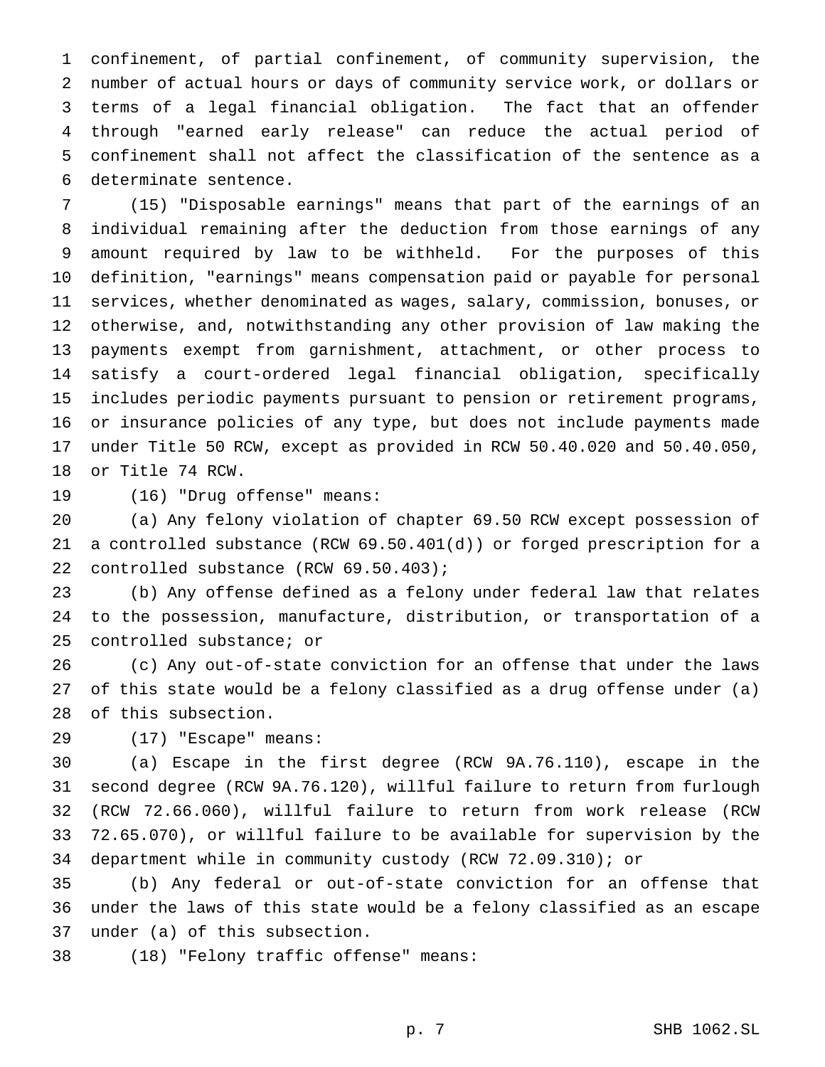confinement, of partial confinement, of community supervision, the number of actual hours or days of community service work, or dollars or terms of a legal financial obligation. The fact that an offender through "earned early release" can reduce the actual period of confinement shall not affect the classification of the sentence as a determinate sentence.

(15) "Disposable earnings" means that part of the earnings of an individual remaining after the deduction from those earnings of any amount required by law to be withheld. For the purposes of this definition, "earnings" means compensation paid or payable for personal services, whether denominated as wages, salary, commission, bonuses, or otherwise, and, notwithstanding any other provision of law making the payments exempt from garnishment, attachment, or other process to satisfy a court-ordered legal financial obligation, specifically includes periodic payments pursuant to pension or retirement programs, or insurance policies of any type, but does not include payments made under Title 50 RCW, except as provided in RCW 50.40.020 and 50.40.050, or Title 74 RCW.

(16) "Drug offense" means:

(a) Any felony violation of chapter 69.50 RCW except possession of a controlled substance (RCW 69.50.401(d)) or forged prescription for a controlled substance (RCW 69.50.403);

(b) Any offense defined as a felony under federal law that relates to the possession, manufacture, distribution, or transportation of a controlled substance; or

(c) Any out-of-state conviction for an offense that under the laws of this state would be a felony classified as a drug offense under (a) of this subsection.

(17) "Escape" means:

(a) Escape in the first degree (RCW 9A.76.110), escape in the second degree (RCW 9A.76.120), willful failure to return from furlough (RCW 72.66.060), willful failure to return from work release (RCW 72.65.070), or willful failure to be available for supervision by the department while in community custody (RCW 72.09.310); or

(b) Any federal or out-of-state conviction for an offense that under the laws of this state would be a felony classified as an escape under (a) of this subsection.

(18) "Felony traffic offense" means: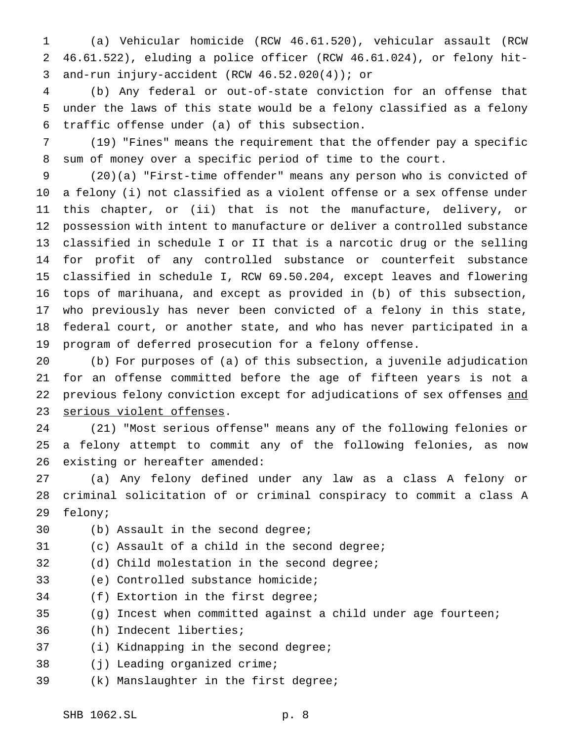(a) Vehicular homicide (RCW 46.61.520), vehicular assault (RCW 46.61.522), eluding a police officer (RCW 46.61.024), or felony hit-and-run injury-accident (RCW 46.52.020(4)); or

(b) Any federal or out-of-state conviction for an offense that under the laws of this state would be a felony classified as a felony traffic offense under (a) of this subsection.

(19) "Fines" means the requirement that the offender pay a specific sum of money over a specific period of time to the court.

(20)(a) "First-time offender" means any person who is convicted of a felony (i) not classified as a violent offense or a sex offense under this chapter, or (ii) that is not the manufacture, delivery, or possession with intent to manufacture or deliver a controlled substance classified in schedule I or II that is a narcotic drug or the selling for profit of any controlled substance or counterfeit substance classified in schedule I, RCW 69.50.204, except leaves and flowering tops of marihuana, and except as provided in (b) of this subsection, who previously has never been convicted of a felony in this state, federal court, or another state, and who has never participated in a program of deferred prosecution for a felony offense.

(b) For purposes of (a) of this subsection, a juvenile adjudication for an offense committed before the age of fifteen years is not a previous felony conviction except for adjudications of sex offenses <u>and serious violent offenses</u>.

(21) "Most serious offense" means any of the following felonies or a felony attempt to commit any of the following felonies, as now existing or hereafter amended:

(a) Any felony defined under any law as a class A felony or criminal solicitation of or criminal conspiracy to commit a class A felony;

(b) Assault in the second degree;

(c) Assault of a child in the second degree;

(d) Child molestation in the second degree;

(e) Controlled substance homicide;

(f) Extortion in the first degree;

(g) Incest when committed against a child under age fourteen;

(h) Indecent liberties;

(i) Kidnapping in the second degree;

(j) Leading organized crime;

(k) Manslaughter in the first degree;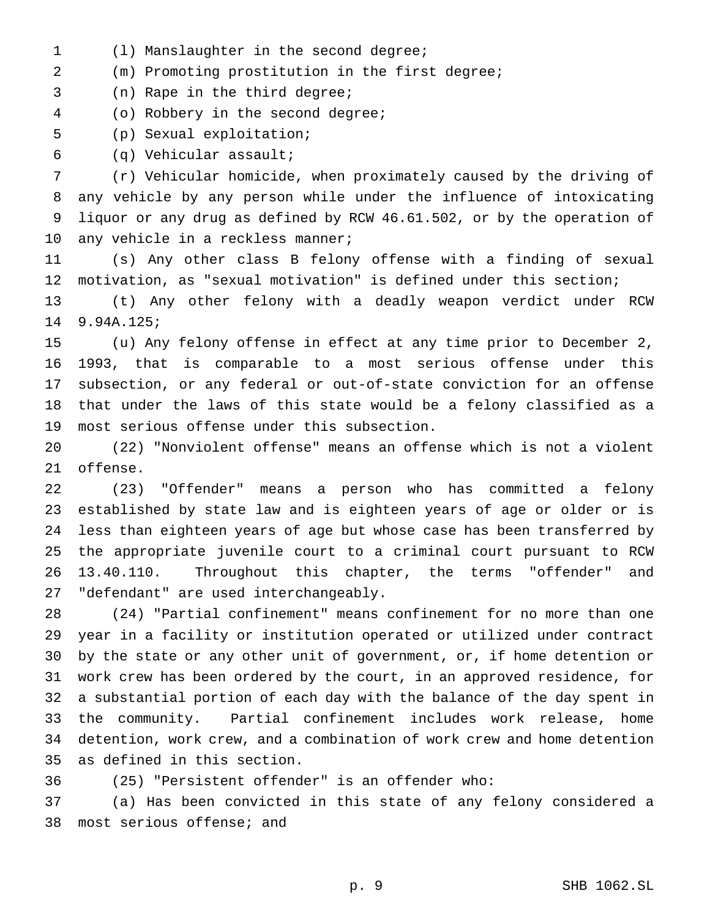(l) Manslaughter in the second degree;

(m) Promoting prostitution in the first degree;

(n) Rape in the third degree;

(o) Robbery in the second degree;

(p) Sexual exploitation;

(q) Vehicular assault;

(r) Vehicular homicide, when proximately caused by the driving of any vehicle by any person while under the influence of intoxicating liquor or any drug as defined by RCW 46.61.502, or by the operation of any vehicle in a reckless manner;

(s) Any other class B felony offense with a finding of sexual motivation, as "sexual motivation" is defined under this section;

(t) Any other felony with a deadly weapon verdict under RCW 9.94A.125;

(u) Any felony offense in effect at any time prior to December 2, 1993, that is comparable to a most serious offense under this subsection, or any federal or out-of-state conviction for an offense that under the laws of this state would be a felony classified as a most serious offense under this subsection.

(22) "Nonviolent offense" means an offense which is not a violent offense.

(23) "Offender" means a person who has committed a felony established by state law and is eighteen years of age or older or is less than eighteen years of age but whose case has been transferred by the appropriate juvenile court to a criminal court pursuant to RCW 13.40.110. Throughout this chapter, the terms "offender" and "defendant" are used interchangeably.

(24) "Partial confinement" means confinement for no more than one year in a facility or institution operated or utilized under contract by the state or any other unit of government, or, if home detention or work crew has been ordered by the court, in an approved residence, for a substantial portion of each day with the balance of the day spent in the community. Partial confinement includes work release, home detention, work crew, and a combination of work crew and home detention as defined in this section.

(25) "Persistent offender" is an offender who:

(a) Has been convicted in this state of any felony considered a most serious offense; and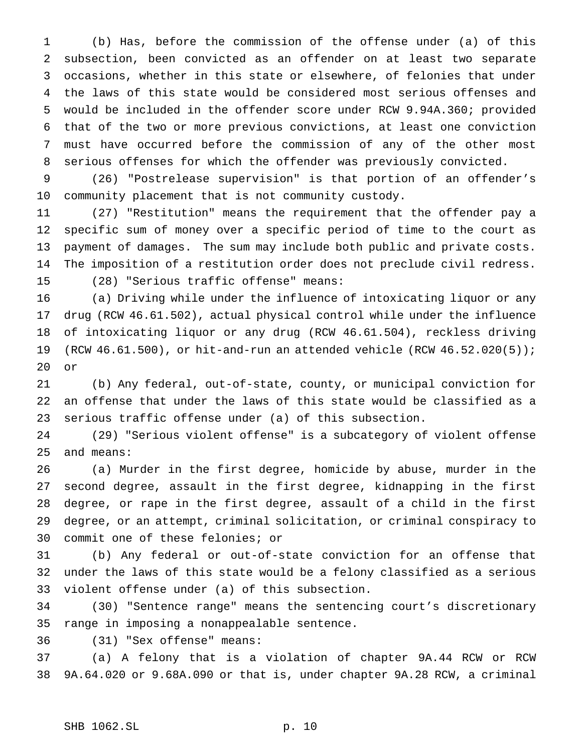(b) Has, before the commission of the offense under (a) of this subsection, been convicted as an offender on at least two separate occasions, whether in this state or elsewhere, of felonies that under the laws of this state would be considered most serious offenses and would be included in the offender score under RCW 9.94A.360; provided that of the two or more previous convictions, at least one conviction must have occurred before the commission of any of the other most serious offenses for which the offender was previously convicted.

(26) "Postrelease supervision" is that portion of an offender's community placement that is not community custody.

(27) "Restitution" means the requirement that the offender pay a specific sum of money over a specific period of time to the court as payment of damages. The sum may include both public and private costs. The imposition of a restitution order does not preclude civil redress.

(28) "Serious traffic offense" means:

(a) Driving while under the influence of intoxicating liquor or any drug (RCW 46.61.502), actual physical control while under the influence of intoxicating liquor or any drug (RCW 46.61.504), reckless driving (RCW 46.61.500), or hit-and-run an attended vehicle (RCW 46.52.020(5)); or

(b) Any federal, out-of-state, county, or municipal conviction for an offense that under the laws of this state would be classified as a serious traffic offense under (a) of this subsection.

(29) "Serious violent offense" is a subcategory of violent offense and means:

(a) Murder in the first degree, homicide by abuse, murder in the second degree, assault in the first degree, kidnapping in the first degree, or rape in the first degree, assault of a child in the first degree, or an attempt, criminal solicitation, or criminal conspiracy to commit one of these felonies; or

(b) Any federal or out-of-state conviction for an offense that under the laws of this state would be a felony classified as a serious violent offense under (a) of this subsection.

(30) "Sentence range" means the sentencing court's discretionary range in imposing a nonappealable sentence.

(31) "Sex offense" means:

(a) A felony that is a violation of chapter 9A.44 RCW or RCW 9A.64.020 or 9.68A.090 or that is, under chapter 9A.28 RCW, a criminal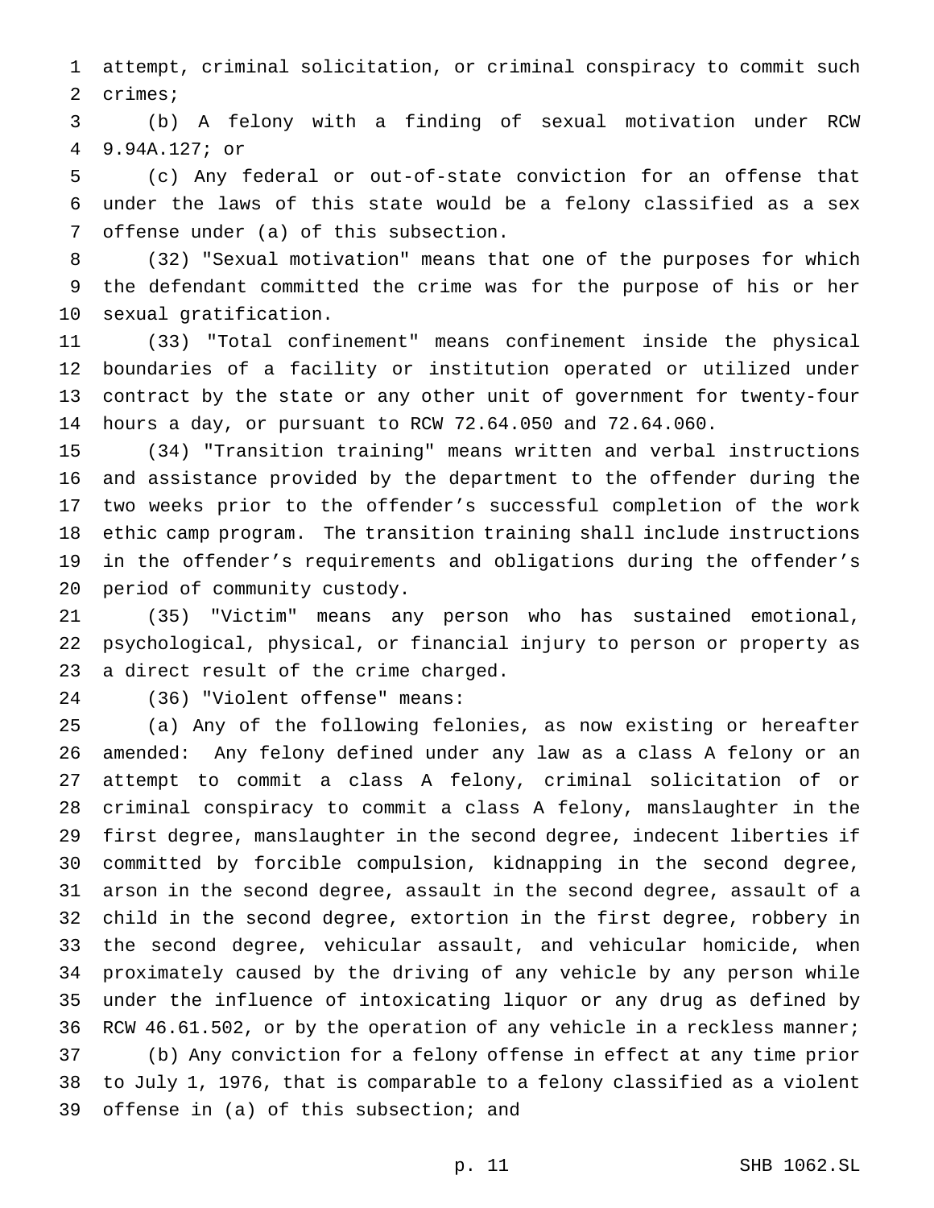attempt, criminal solicitation, or criminal conspiracy to commit such crimes;

(b) A felony with a finding of sexual motivation under RCW 9.94A.127; or

(c) Any federal or out-of-state conviction for an offense that under the laws of this state would be a felony classified as a sex offense under (a) of this subsection.

(32) "Sexual motivation" means that one of the purposes for which the defendant committed the crime was for the purpose of his or her sexual gratification.

(33) "Total confinement" means confinement inside the physical boundaries of a facility or institution operated or utilized under contract by the state or any other unit of government for twenty-four hours a day, or pursuant to RCW 72.64.050 and 72.64.060.

(34) "Transition training" means written and verbal instructions and assistance provided by the department to the offender during the two weeks prior to the offender's successful completion of the work ethic camp program. The transition training shall include instructions in the offender's requirements and obligations during the offender's period of community custody.

(35) "Victim" means any person who has sustained emotional, psychological, physical, or financial injury to person or property as a direct result of the crime charged.

(36) "Violent offense" means:

(a) Any of the following felonies, as now existing or hereafter amended: Any felony defined under any law as a class A felony or an attempt to commit a class A felony, criminal solicitation of or criminal conspiracy to commit a class A felony, manslaughter in the first degree, manslaughter in the second degree, indecent liberties if committed by forcible compulsion, kidnapping in the second degree, arson in the second degree, assault in the second degree, assault of a child in the second degree, extortion in the first degree, robbery in the second degree, vehicular assault, and vehicular homicide, when proximately caused by the driving of any vehicle by any person while under the influence of intoxicating liquor or any drug as defined by RCW 46.61.502, or by the operation of any vehicle in a reckless manner;

(b) Any conviction for a felony offense in effect at any time prior to July 1, 1976, that is comparable to a felony classified as a violent offense in (a) of this subsection; and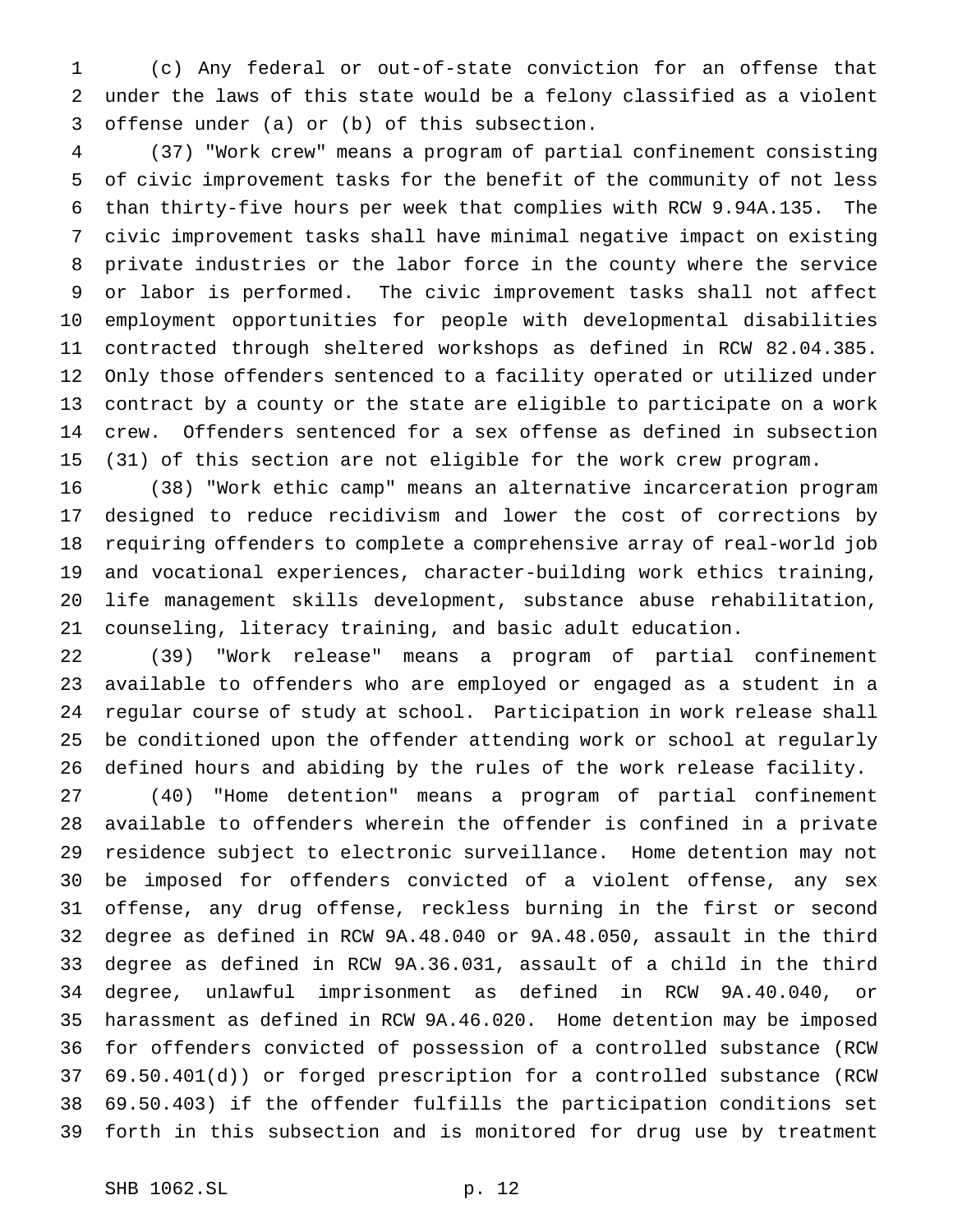(c) Any federal or out-of-state conviction for an offense that under the laws of this state would be a felony classified as a violent offense under (a) or (b) of this subsection.

(37) "Work crew" means a program of partial confinement consisting of civic improvement tasks for the benefit of the community of not less than thirty-five hours per week that complies with RCW 9.94A.135. The civic improvement tasks shall have minimal negative impact on existing private industries or the labor force in the county where the service or labor is performed. The civic improvement tasks shall not affect employment opportunities for people with developmental disabilities contracted through sheltered workshops as defined in RCW 82.04.385. Only those offenders sentenced to a facility operated or utilized under contract by a county or the state are eligible to participate on a work crew. Offenders sentenced for a sex offense as defined in subsection (31) of this section are not eligible for the work crew program.

(38) "Work ethic camp" means an alternative incarceration program designed to reduce recidivism and lower the cost of corrections by requiring offenders to complete a comprehensive array of real-world job and vocational experiences, character-building work ethics training, life management skills development, substance abuse rehabilitation, counseling, literacy training, and basic adult education.

(39) "Work release" means a program of partial confinement available to offenders who are employed or engaged as a student in a regular course of study at school. Participation in work release shall be conditioned upon the offender attending work or school at regularly defined hours and abiding by the rules of the work release facility.

(40) "Home detention" means a program of partial confinement available to offenders wherein the offender is confined in a private residence subject to electronic surveillance. Home detention may not be imposed for offenders convicted of a violent offense, any sex offense, any drug offense, reckless burning in the first or second degree as defined in RCW 9A.48.040 or 9A.48.050, assault in the third degree as defined in RCW 9A.36.031, assault of a child in the third degree, unlawful imprisonment as defined in RCW 9A.40.040, or harassment as defined in RCW 9A.46.020. Home detention may be imposed for offenders convicted of possession of a controlled substance (RCW 69.50.401(d)) or forged prescription for a controlled substance (RCW 69.50.403) if the offender fulfills the participation conditions set forth in this subsection and is monitored for drug use by treatment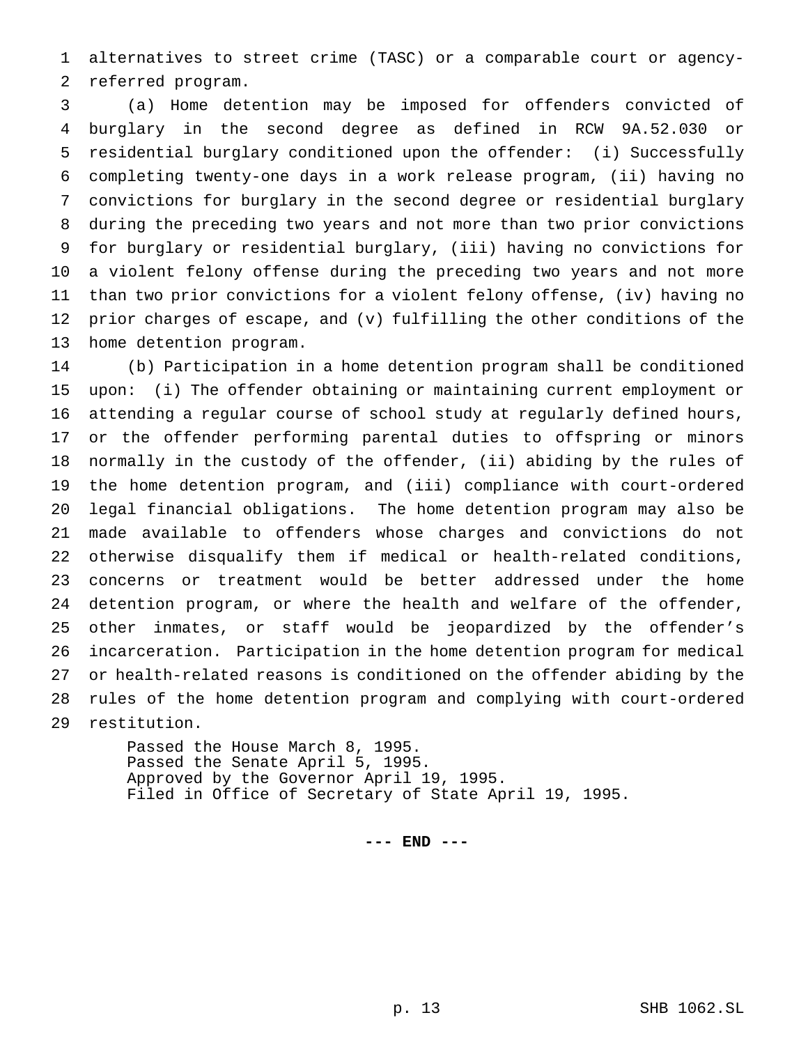alternatives to street crime (TASC) or a comparable court or agency-referred program.

(a) Home detention may be imposed for offenders convicted of burglary in the second degree as defined in RCW 9A.52.030 or residential burglary conditioned upon the offender: (i) Successfully completing twenty-one days in a work release program, (ii) having no convictions for burglary in the second degree or residential burglary during the preceding two years and not more than two prior convictions for burglary or residential burglary, (iii) having no convictions for a violent felony offense during the preceding two years and not more than two prior convictions for a violent felony offense, (iv) having no prior charges of escape, and (v) fulfilling the other conditions of the home detention program.

(b) Participation in a home detention program shall be conditioned upon: (i) The offender obtaining or maintaining current employment or attending a regular course of school study at regularly defined hours, or the offender performing parental duties to offspring or minors normally in the custody of the offender, (ii) abiding by the rules of the home detention program, and (iii) compliance with court-ordered legal financial obligations. The home detention program may also be made available to offenders whose charges and convictions do not otherwise disqualify them if medical or health-related conditions, concerns or treatment would be better addressed under the home detention program, or where the health and welfare of the offender, other inmates, or staff would be jeopardized by the offender's incarceration. Participation in the home detention program for medical or health-related reasons is conditioned on the offender abiding by the rules of the home detention program and complying with court-ordered restitution.

Passed the House March 8, 1995.
Passed the Senate April 5, 1995.
Approved by the Governor April 19, 1995.
Filed in Office of Secretary of State April 19, 1995.

**--- END ---**